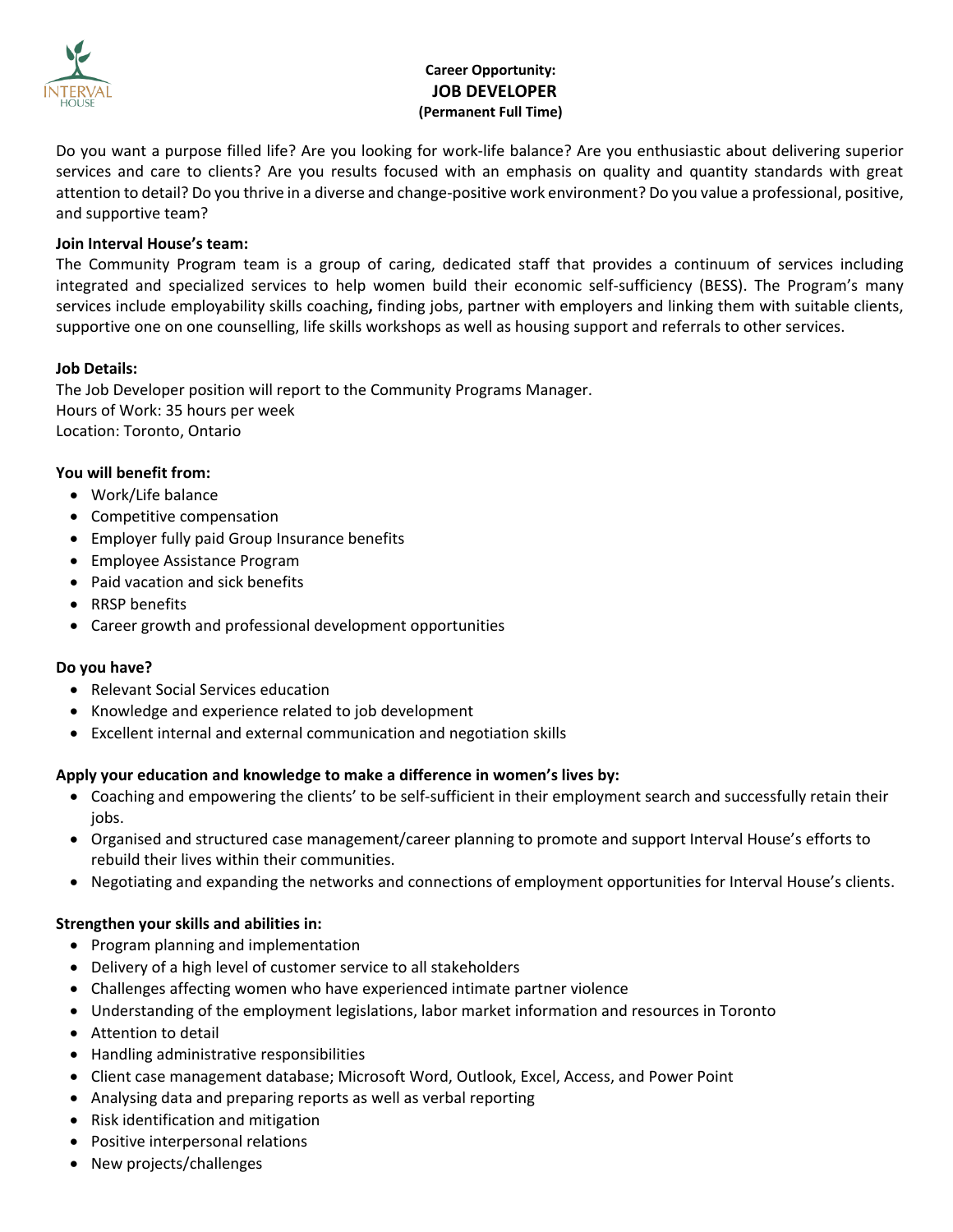**Career Opportunity:**

# JOB DEVELOPER

**(Permanent Full Time)**

Do you want a purpose filled life? Are you looking for work-life balance? Are you enthusiastic about delivering superior services and care to clients? Are you results focused with an emphasis on quality and quantity standards with great attention to detail? Do you thrive in a diverse and change-positive work environment? Do you value a professional, positive, and supportive team?

**Join Interval House's team:**

The Community Program team is a group of caring, dedicated staff that provides a continuum of services including integrated and specialized services to help women build their economic self-sufficiency (BESS). The Program's many services include employability skills coaching**,** finding jobs, partner with employers and linking them with suitable clients, supportive one on one counselling, life skills workshops as well as housing support and referrals to other services.

**Job Details:**

The Job Developer position will report to the Community Programs Manager.
Hours of Work: 35 hours per week
Location: Toronto, Ontario

**You will benefit from:**

- Work/Life balance
- Competitive compensation
- Employer fully paid Group Insurance benefits
- Employee Assistance Program
- Paid vacation and sick benefits
- RRSP benefits
- Career growth and professional development opportunities

**Do you have?**

- Relevant Social Services education
- Knowledge and experience related to job development
- Excellent internal and external communication and negotiation skills

**Apply your education and knowledge to make a difference in women's lives by:**

- Coaching and empowering the clients' to be self-sufficient in their employment search and successfully retain their jobs.
- Organised and structured case management/career planning to promote and support Interval House's efforts to rebuild their lives within their communities.
- Negotiating and expanding the networks and connections of employment opportunities for Interval House's clients.

**Strengthen your skills and abilities in:**

- Program planning and implementation
- Delivery of a high level of customer service to all stakeholders
- Challenges affecting women who have experienced intimate partner violence
- Understanding of the employment legislations, labor market information and resources in Toronto
- Attention to detail
- Handling administrative responsibilities
- Client case management database; Microsoft Word, Outlook, Excel, Access, and Power Point
- Analysing data and preparing reports as well as verbal reporting
- Risk identification and mitigation
- Positive interpersonal relations
- New projects/challenges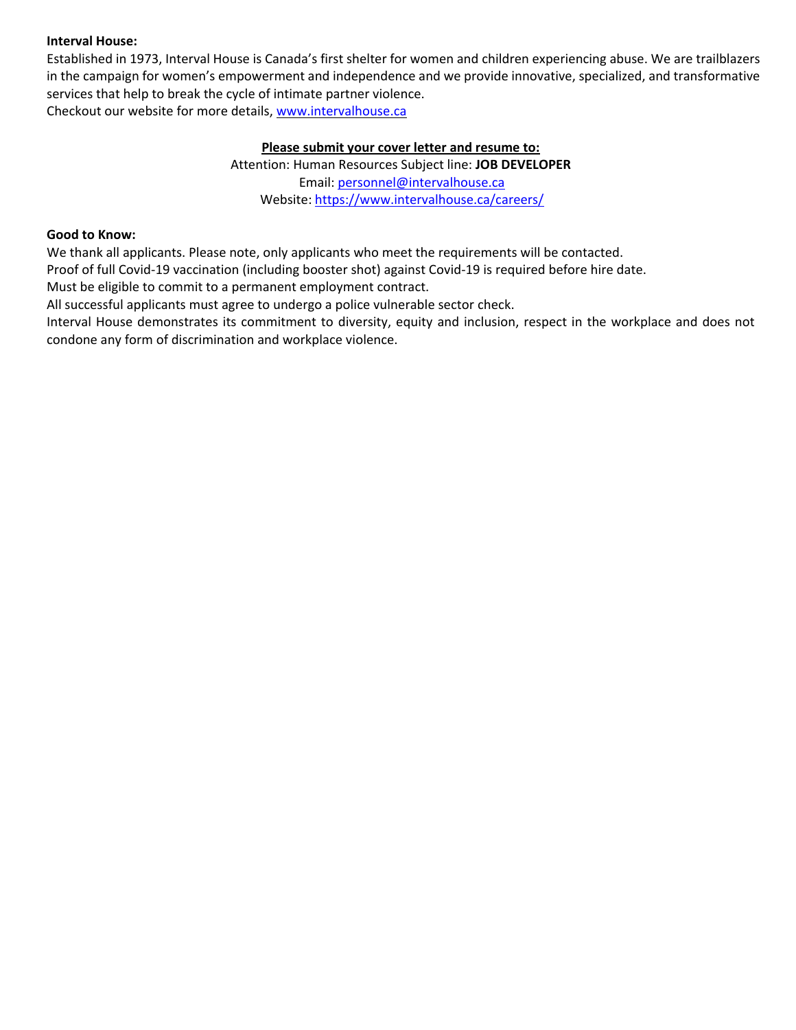**Interval House:**

Established in 1973, Interval House is Canada's first shelter for women and children experiencing abuse. We are trailblazers in the campaign for women's empowerment and independence and we provide innovative, specialized, and transformative services that help to break the cycle of intimate partner violence.

Checkout our website for more details, [www.intervalhouse.ca](www.intervalhouse.ca)

**Please submit your cover letter and resume to:**

Attention: Human Resources Subject line: **JOB DEVELOPER**

Email: [personnel@intervalhouse.ca](mailto:personnel@intervalhouse.ca)

Website: [https://www.intervalhouse.ca/careers/](https://www.intervalhouse.ca/careers/)

**Good to Know:**

We thank all applicants. Please note, only applicants who meet the requirements will be contacted.

Proof of full Covid-19 vaccination (including booster shot) against Covid-19 is required before hire date.

Must be eligible to commit to a permanent employment contract.

All successful applicants must agree to undergo a police vulnerable sector check.

Interval House demonstrates its commitment to diversity, equity and inclusion, respect in the workplace and does not condone any form of discrimination and workplace violence.